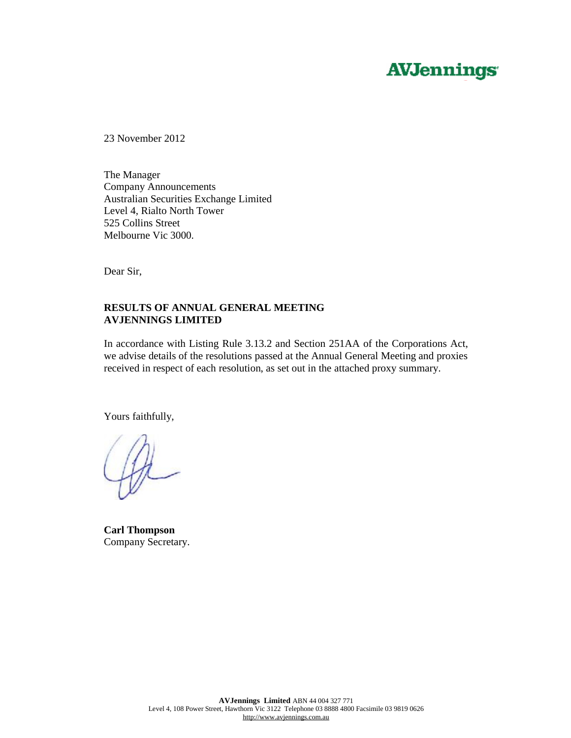AVJennings

23 November 2012

The Manager
Company Announcements
Australian Securities Exchange Limited
Level 4, Rialto North Tower
525 Collins Street
Melbourne Vic 3000.

Dear Sir,

**RESULTS OF ANNUAL GENERAL MEETING**
**AVJENNINGS LIMITED**

In accordance with Listing Rule 3.13.2 and Section 251AA of the Corporations Act, we advise details of the resolutions passed at the Annual General Meeting and proxies received in respect of each resolution, as set out in the attached proxy summary.

Yours faithfully,

**Carl Thompson**
Company Secretary.

**AVJennings Limited** ABN 44 004 327 771
Level 4, 108 Power Street, Hawthorn Vic 3122 Telephone 03 8888 4800 Facsimile 03 9819 0626
http://www.avjennings.com.au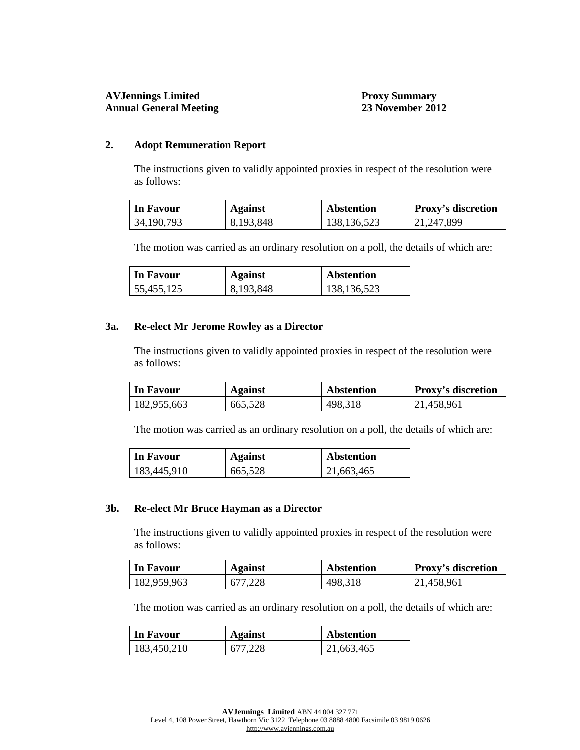**AVJennings Limited**
**Annual General Meeting**

**Proxy Summary**
**23 November 2012**

## 2. Adopt Remuneration Report

The instructions given to validly appointed proxies in respect of the resolution were as follows:

| In Favour | Against | Abstention | Proxy's discretion |
|---|---|---|---|
| 34,190,793 | 8,193,848 | 138,136,523 | 21,247,899 |

The motion was carried as an ordinary resolution on a poll, the details of which are:

| In Favour | Against | Abstention |
|---|---|---|
| 55,455,125 | 8,193,848 | 138,136,523 |

## 3a. Re-elect Mr Jerome Rowley as a Director

The instructions given to validly appointed proxies in respect of the resolution were as follows:

| In Favour | Against | Abstention | Proxy's discretion |
|---|---|---|---|
| 182,955,663 | 665,528 | 498,318 | 21,458,961 |

The motion was carried as an ordinary resolution on a poll, the details of which are:

| In Favour | Against | Abstention |
|---|---|---|
| 183,445,910 | 665,528 | 21,663,465 |

## 3b. Re-elect Mr Bruce Hayman as a Director

The instructions given to validly appointed proxies in respect of the resolution were as follows:

| In Favour | Against | Abstention | Proxy's discretion |
|---|---|---|---|
| 182,959,963 | 677,228 | 498,318 | 21,458,961 |

The motion was carried as an ordinary resolution on a poll, the details of which are:

| In Favour | Against | Abstention |
|---|---|---|
| 183,450,210 | 677,228 | 21,663,465 |

**AVJennings Limited** ABN 44 004 327 771
Level 4, 108 Power Street, Hawthorn Vic 3122 Telephone 03 8888 4800 Facsimile 03 9819 0626
http://www.avjennings.com.au